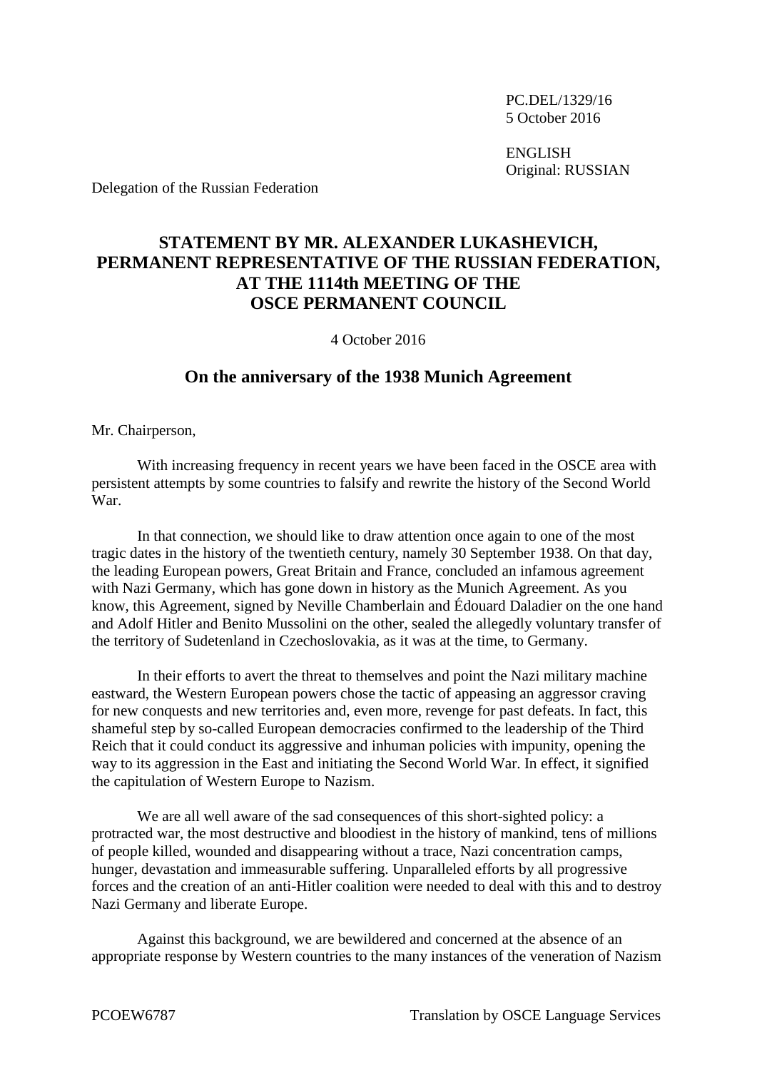PC.DEL/1329/16
5 October 2016

ENGLISH
Original: RUSSIAN

Delegation of the Russian Federation

# STATEMENT BY MR. ALEXANDER LUKASHEVICH, PERMANENT REPRESENTATIVE OF THE RUSSIAN FEDERATION, AT THE 1114th MEETING OF THE OSCE PERMANENT COUNCIL

4 October 2016

## On the anniversary of the 1938 Munich Agreement

Mr. Chairperson,

With increasing frequency in recent years we have been faced in the OSCE area with persistent attempts by some countries to falsify and rewrite the history of the Second World War.

In that connection, we should like to draw attention once again to one of the most tragic dates in the history of the twentieth century, namely 30 September 1938. On that day, the leading European powers, Great Britain and France, concluded an infamous agreement with Nazi Germany, which has gone down in history as the Munich Agreement. As you know, this Agreement, signed by Neville Chamberlain and Édouard Daladier on the one hand and Adolf Hitler and Benito Mussolini on the other, sealed the allegedly voluntary transfer of the territory of Sudetenland in Czechoslovakia, as it was at the time, to Germany.

In their efforts to avert the threat to themselves and point the Nazi military machine eastward, the Western European powers chose the tactic of appeasing an aggressor craving for new conquests and new territories and, even more, revenge for past defeats. In fact, this shameful step by so-called European democracies confirmed to the leadership of the Third Reich that it could conduct its aggressive and inhuman policies with impunity, opening the way to its aggression in the East and initiating the Second World War. In effect, it signified the capitulation of Western Europe to Nazism.

We are all well aware of the sad consequences of this short-sighted policy: a protracted war, the most destructive and bloodiest in the history of mankind, tens of millions of people killed, wounded and disappearing without a trace, Nazi concentration camps, hunger, devastation and immeasurable suffering. Unparalleled efforts by all progressive forces and the creation of an anti-Hitler coalition were needed to deal with this and to destroy Nazi Germany and liberate Europe.

Against this background, we are bewildered and concerned at the absence of an appropriate response by Western countries to the many instances of the veneration of Nazism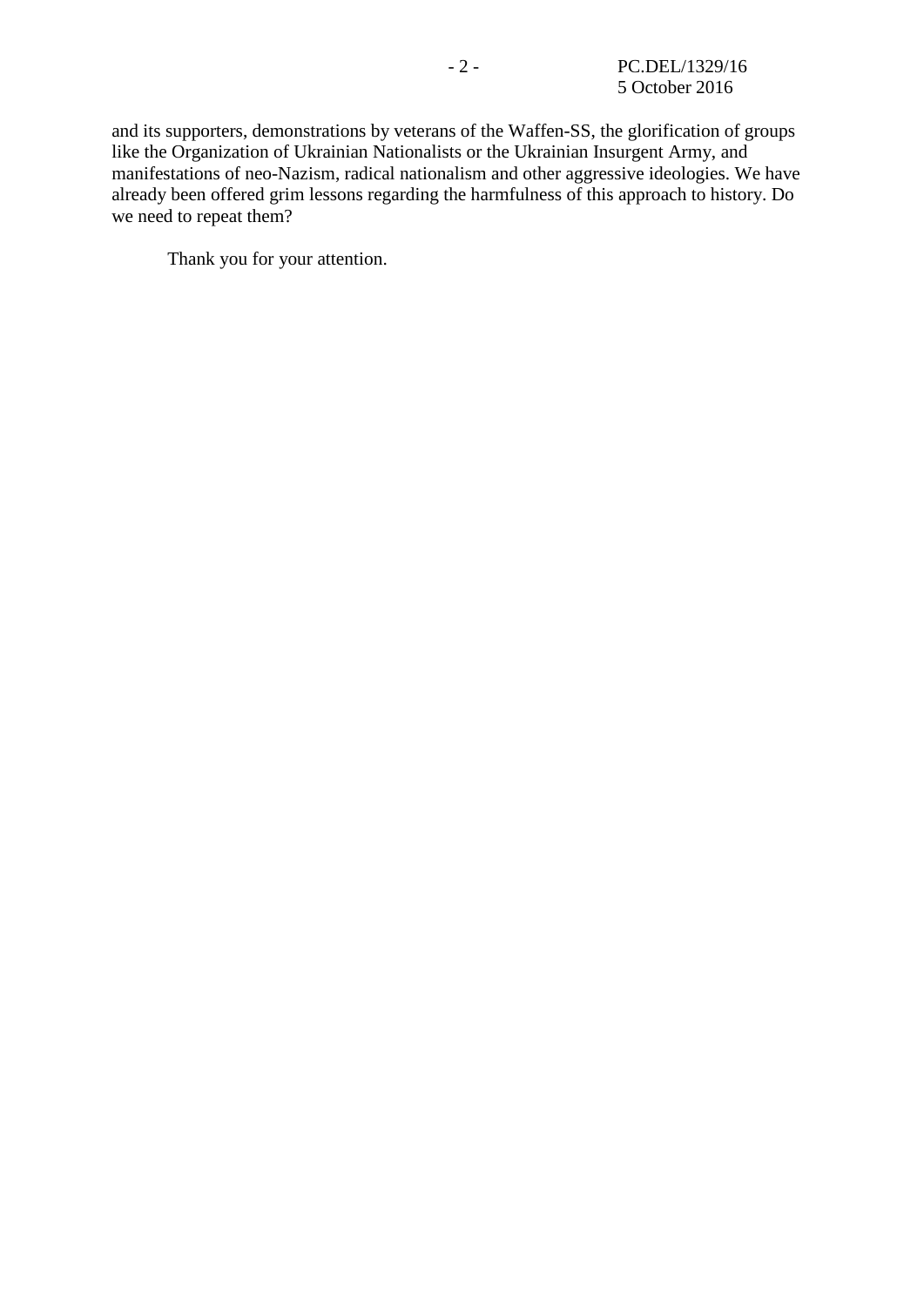and its supporters, demonstrations by veterans of the Waffen-SS, the glorification of groups like the Organization of Ukrainian Nationalists or the Ukrainian Insurgent Army, and manifestations of neo-Nazism, radical nationalism and other aggressive ideologies. We have already been offered grim lessons regarding the harmfulness of this approach to history. Do we need to repeat them?

Thank you for your attention.